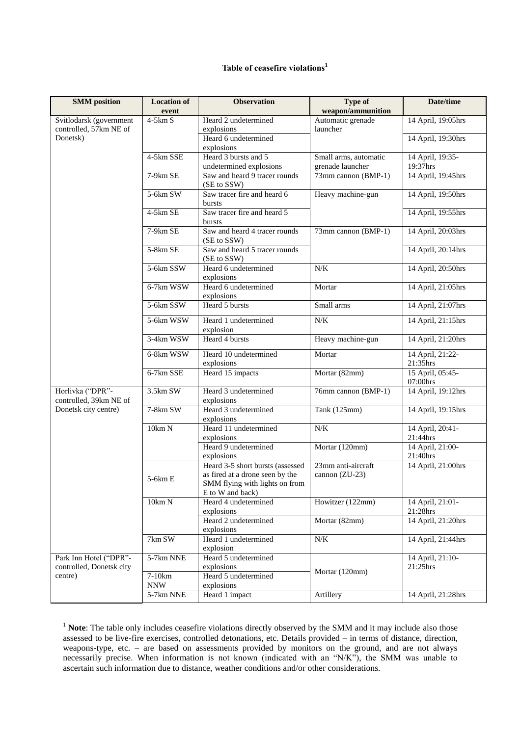**Table of ceasefire violations[1]**

| SMM position | Location of event | Observation | Type of weapon/ammunition | Date/time |
|---|---|---|---|---|
| Svitlodarsk (government controlled, 57km NE of Donetsk) | 4-5km S | Heard 2 undetermined explosions | Automatic grenade launcher | 14 April, 19:05hrs |
| | | Heard 6 undetermined explosions | | 14 April, 19:30hrs |
| | 4-5km SSE | Heard 3 bursts and 5 undetermined explosions | Small arms, automatic grenade launcher | 14 April, 19:35-19:37hrs |
| | 7-9km SE | Saw and heard 9 tracer rounds (SE to SSW) | 73mm cannon (BMP-1) | 14 April, 19:45hrs |
| | 5-6km SW | Saw tracer fire and heard 6 bursts | Heavy machine-gun | 14 April, 19:50hrs |
| | 4-5km SE | Saw tracer fire and heard 5 bursts | | 14 April, 19:55hrs |
| | 7-9km SE | Saw and heard 4 tracer rounds (SE to SSW) | 73mm cannon (BMP-1) | 14 April, 20:03hrs |
| | 5-8km SE | Saw and heard 5 tracer rounds (SE to SSW) | | 14 April, 20:14hrs |
| | 5-6km SSW | Heard 6 undetermined explosions | N/K | 14 April, 20:50hrs |
| | 6-7km WSW | Heard 6 undetermined explosions | Mortar | 14 April, 21:05hrs |
| | 5-6km SSW | Heard 5 bursts | Small arms | 14 April, 21:07hrs |
| | 5-6km WSW | Heard 1 undetermined explosion | N/K | 14 April, 21:15hrs |
| | 3-4km WSW | Heard 4 bursts | Heavy machine-gun | 14 April, 21:20hrs |
| | 6-8km WSW | Heard 10 undetermined explosions | Mortar | 14 April, 21:22-21:35hrs |
| | 6-7km SSE | Heard 15 impacts | Mortar (82mm) | 15 April, 05:45-07:00hrs |
| Horlivka ("DPR"-controlled, 39km NE of Donetsk city centre) | 3.5km SW | Heard 3 undetermined explosions | 76mm cannon (BMP-1) | 14 April, 19:12hrs |
| | 7-8km SW | Heard 3 undetermined explosions | Tank (125mm) | 14 April, 19:15hrs |
| | 10km N | Heard 11 undetermined explosions | N/K | 14 April, 20:41-21:44hrs |
| | | Heard 9 undetermined explosions | Mortar (120mm) | 14 April, 21:00-21:40hrs |
| | 5-6km E | Heard 3-5 short bursts (assessed as fired at a drone seen by the SMM flying with lights on from E to W and back) | 23mm anti-aircraft cannon (ZU-23) | 14 April, 21:00hrs |
| | 10km N | Heard 4 undetermined explosions | Howitzer (122mm) | 14 April, 21:01-21:28hrs |
| | | Heard 2 undetermined explosions | Mortar (82mm) | 14 April, 21:20hrs |
| | 7km SW | Heard 1 undetermined explosion | N/K | 14 April, 21:44hrs |
| Park Inn Hotel ("DPR"-controlled, Donetsk city centre) | 5-7km NNE | Heard 5 undetermined explosions | Mortar (120mm) | 14 April, 21:10-21:25hrs |
| | 7-10km NNW | Heard 5 undetermined explosions | | |
| | 5-7km NNE | Heard 1 impact | Artillery | 14 April, 21:28hrs |

[1] **Note**: The table only includes ceasefire violations directly observed by the SMM and it may include also those assessed to be live-fire exercises, controlled detonations, etc. Details provided – in terms of distance, direction, weapons-type, etc. – are based on assessments provided by monitors on the ground, and are not always necessarily precise. When information is not known (indicated with an "N/K"), the SMM was unable to ascertain such information due to distance, weather conditions and/or other considerations.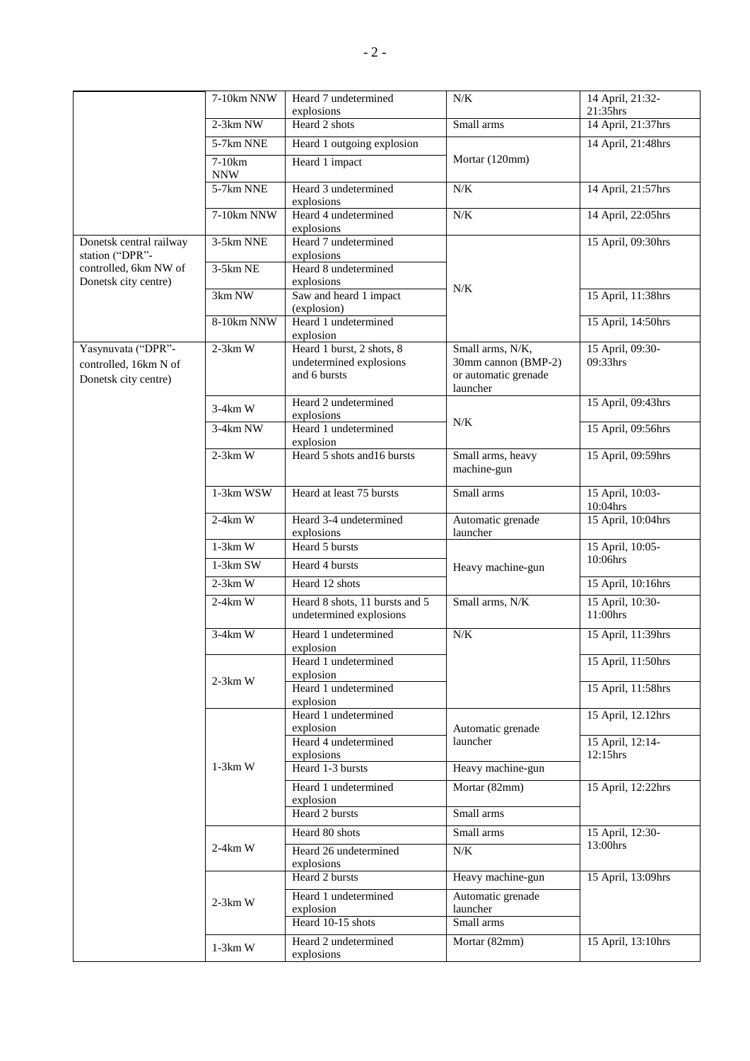| | | | | |
|---|---|---|---|---|
| | 7-10km NNW | Heard 7 undetermined explosions | N/K | 14 April, 21:32-21:35hrs |
| | 2-3km NW | Heard 2 shots | Small arms | 14 April, 21:37hrs |
| | 5-7km NNE | Heard 1 outgoing explosion | Mortar (120mm) | 14 April, 21:48hrs |
| | 7-10km NNW | Heard 1 impact | | |
| | 5-7km NNE | Heard 3 undetermined explosions | N/K | 14 April, 21:57hrs |
| | 7-10km NNW | Heard 4 undetermined explosions | N/K | 14 April, 22:05hrs |
| Donetsk central railway station ("DPR"-controlled, 6km NW of Donetsk city centre) | 3-5km NNE | Heard 7 undetermined explosions | N/K | 15 April, 09:30hrs |
| | 3-5km NE | Heard 8 undetermined explosions | | |
| | 3km NW | Saw and heard 1 impact (explosion) | | 15 April, 11:38hrs |
| | 8-10km NNW | Heard 1 undetermined explosion | | 15 April, 14:50hrs |
| Yasynuvata ("DPR"-controlled, 16km N of Donetsk city centre) | 2-3km W | Heard 1 burst, 2 shots, 8 undetermined explosions and 6 bursts | Small arms, N/K, 30mm cannon (BMP-2) or automatic grenade launcher | 15 April, 09:30-09:33hrs |
| | 3-4km W | Heard 2 undetermined explosions | N/K | 15 April, 09:43hrs |
| | 3-4km NW | Heard 1 undetermined explosion | | 15 April, 09:56hrs |
| | 2-3km W | Heard 5 shots and16 bursts | Small arms, heavy machine-gun | 15 April, 09:59hrs |
| | 1-3km WSW | Heard at least 75 bursts | Small arms | 15 April, 10:03-10:04hrs |
| | 2-4km W | Heard 3-4 undetermined explosions | Automatic grenade launcher | 15 April, 10:04hrs |
| | 1-3km W | Heard 5 bursts | Heavy machine-gun | 15 April, 10:05-10:06hrs |
| | 1-3km SW | Heard 4 bursts | | |
| | 2-3km W | Heard 12 shots | | 15 April, 10:16hrs |
| | 2-4km W | Heard 8 shots, 11 bursts and 5 undetermined explosions | Small arms, N/K | 15 April, 10:30-11:00hrs |
| | 3-4km W | Heard 1 undetermined explosion | N/K | 15 April, 11:39hrs |
| | 2-3km W | Heard 1 undetermined explosion | | 15 April, 11:50hrs |
| | | Heard 1 undetermined explosion | | 15 April, 11:58hrs |
| | 1-3km W | Heard 1 undetermined explosion | Automatic grenade launcher | 15 April, 12.12hrs |
| | | Heard 4 undetermined explosions | | 15 April, 12:14-12:15hrs |
| | | Heard 1-3 bursts | Heavy machine-gun | |
| | | Heard 1 undetermined explosion | Mortar (82mm) | 15 April, 12:22hrs |
| | | Heard 2 bursts | Small arms | |
| | 2-4km W | Heard 80 shots | Small arms | 15 April, 12:30-13:00hrs |
| | | Heard 26 undetermined explosions | N/K | |
| | 2-3km W | Heard 2 bursts | Heavy machine-gun | 15 April, 13:09hrs |
| | | Heard 1 undetermined explosion | Automatic grenade launcher | |
| | | Heard 10-15 shots | Small arms | |
| | 1-3km W | Heard 2 undetermined explosions | Mortar (82mm) | 15 April, 13:10hrs |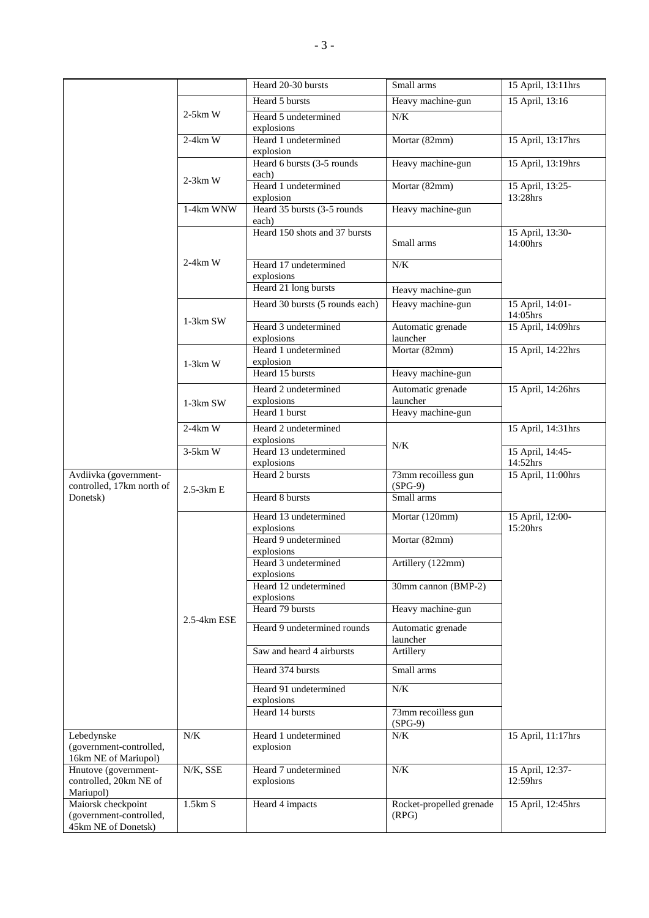| | | Heard 20-30 bursts | Small arms | 15 April, 13:11hrs |
|---|---|---|---|---|
| | 2-5km W | Heard 5 bursts | Heavy machine-gun | 15 April, 13:16 |
| | | Heard 5 undetermined explosions | N/K | |
| | 2-4km W | Heard 1 undetermined explosion | Mortar (82mm) | 15 April, 13:17hrs |
| | 2-3km W | Heard 6 bursts (3-5 rounds each) | Heavy machine-gun | 15 April, 13:19hrs |
| | | Heard 1 undetermined explosion | Mortar (82mm) | 15 April, 13:25-13:28hrs |
| | 1-4km WNW | Heard 35 bursts (3-5 rounds each) | Heavy machine-gun | |
| | 2-4km W | Heard 150 shots and 37 bursts | Small arms | 15 April, 13:30-14:00hrs |
| | | Heard 17 undetermined explosions | N/K | |
| | | Heard 21 long bursts | Heavy machine-gun | |
| | 1-3km SW | Heard 30 bursts (5 rounds each) | Heavy machine-gun | 15 April, 14:01-14:05hrs |
| | | Heard 3 undetermined explosions | Automatic grenade launcher | 15 April, 14:09hrs |
| | 1-3km W | Heard 1 undetermined explosion | Mortar (82mm) | 15 April, 14:22hrs |
| | | Heard 15 bursts | Heavy machine-gun | |
| | 1-3km SW | Heard 2 undetermined explosions | Automatic grenade launcher | 15 April, 14:26hrs |
| | | Heard 1 burst | Heavy machine-gun | |
| | 2-4km W | Heard 2 undetermined explosions | N/K | 15 April, 14:31hrs |
| | 3-5km W | Heard 13 undetermined explosions | | 15 April, 14:45-14:52hrs |
| Avdiivka (government-controlled, 17km north of Donetsk) | 2.5-3km E | Heard 2 bursts | 73mm recoilless gun (SPG-9) | 15 April, 11:00hrs |
| | | Heard 8 bursts | Small arms | |
| | 2.5-4km ESE | Heard 13 undetermined explosions | Mortar (120mm) | 15 April, 12:00-15:20hrs |
| | | Heard 9 undetermined explosions | Mortar (82mm) | |
| | | Heard 3 undetermined explosions | Artillery (122mm) | |
| | | Heard 12 undetermined explosions | 30mm cannon (BMP-2) | |
| | | Heard 79 bursts | Heavy machine-gun | |
| | | Heard 9 undetermined rounds | Automatic grenade launcher | |
| | | Saw and heard 4 airbursts | Artillery | |
| | | Heard 374 bursts | Small arms | |
| | | Heard 91 undetermined explosions | N/K | |
| | | Heard 14 bursts | 73mm recoilless gun (SPG-9) | |
| Lebedynske (government-controlled, 16km NE of Mariupol) | N/K | Heard 1 undetermined explosion | N/K | 15 April, 11:17hrs |
| Hnutove (government-controlled, 20km NE of Mariupol) | N/K, SSE | Heard 7 undetermined explosions | N/K | 15 April, 12:37-12:59hrs |
| Maiorsk checkpoint (government-controlled, 45km NE of Donetsk) | 1.5km S | Heard 4 impacts | Rocket-propelled grenade (RPG) | 15 April, 12:45hrs |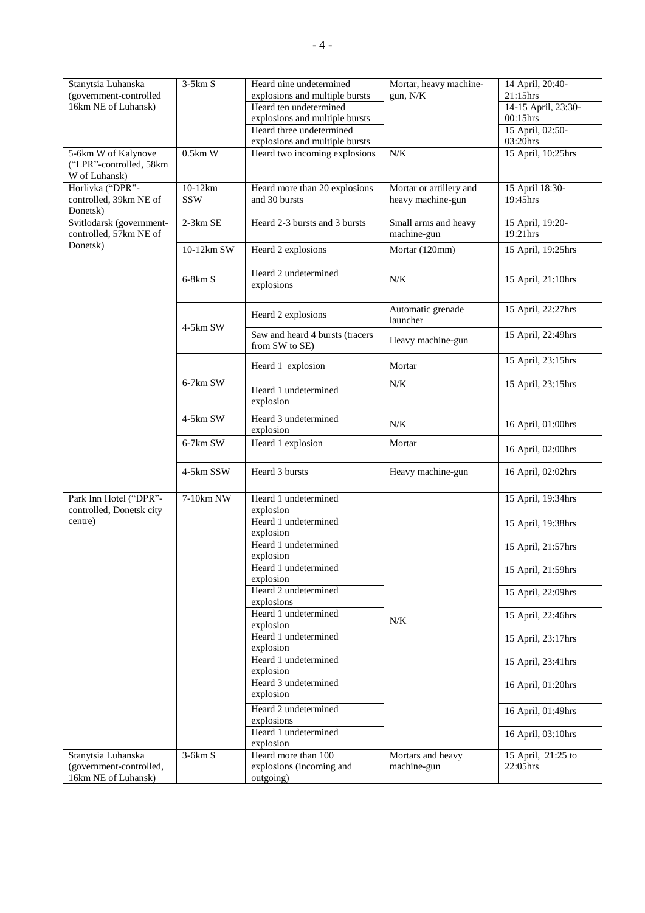| | | | | |
|---|---|---|---|---|
| Stanytsia Luhanska (government-controlled 16km NE of Luhansk) | 3-5km S | Heard nine undetermined explosions and multiple bursts | Mortar, heavy machine-gun, N/K | 14 April, 20:40-21:15hrs |
| | | Heard ten undetermined explosions and multiple bursts | | 14-15 April, 23:30-00:15hrs |
| | | Heard three undetermined explosions and multiple bursts | | 15 April, 02:50-03:20hrs |
| 5-6km W of Kalynove ("LPR"-controlled, 58km W of Luhansk) | 0.5km W | Heard two incoming explosions | N/K | 15 April, 10:25hrs |
| Horlivka ("DPR"-controlled, 39km NE of Donetsk) | 10-12km SSW | Heard more than 20 explosions and 30 bursts | Mortar or artillery and heavy machine-gun | 15 April 18:30-19:45hrs |
| Svitlodarsk (government-controlled, 57km NE of Donetsk) | 2-3km SE | Heard 2-3 bursts and 3 bursts | Small arms and heavy machine-gun | 15 April, 19:20-19:21hrs |
| | 10-12km SW | Heard 2 explosions | Mortar (120mm) | 15 April, 19:25hrs |
| | 6-8km S | Heard 2 undetermined explosions | N/K | 15 April, 21:10hrs |
| | 4-5km SW | Heard 2 explosions | Automatic grenade launcher | 15 April, 22:27hrs |
| | | Saw and heard 4 bursts (tracers from SW to SE) | Heavy machine-gun | 15 April, 22:49hrs |
| | 6-7km SW | Heard 1 explosion | Mortar | 15 April, 23:15hrs |
| | | Heard 1 undetermined explosion | N/K | 15 April, 23:15hrs |
| | 4-5km SW | Heard 3 undetermined explosion | N/K | 16 April, 01:00hrs |
| | 6-7km SW | Heard 1 explosion | Mortar | 16 April, 02:00hrs |
| | 4-5km SSW | Heard 3 bursts | Heavy machine-gun | 16 April, 02:02hrs |
| Park Inn Hotel ("DPR"-controlled, Donetsk city centre) | 7-10km NW | Heard 1 undetermined explosion | N/K | 15 April, 19:34hrs |
| | | Heard 1 undetermined explosion | | 15 April, 19:38hrs |
| | | Heard 1 undetermined explosion | | 15 April, 21:57hrs |
| | | Heard 1 undetermined explosion | | 15 April, 21:59hrs |
| | | Heard 2 undetermined explosions | | 15 April, 22:09hrs |
| | | Heard 1 undetermined explosion | | 15 April, 22:46hrs |
| | | Heard 1 undetermined explosion | | 15 April, 23:17hrs |
| | | Heard 1 undetermined explosion | | 15 April, 23:41hrs |
| | | Heard 3 undetermined explosion | | 16 April, 01:20hrs |
| | | Heard 2 undetermined explosions | | 16 April, 01:49hrs |
| | | Heard 1 undetermined explosion | | 16 April, 03:10hrs |
| Stanytsia Luhanska (government-controlled, 16km NE of Luhansk) | 3-6km S | Heard more than 100 explosions (incoming and outgoing) | Mortars and heavy machine-gun | 15 April, 21:25 to 22:05hrs |